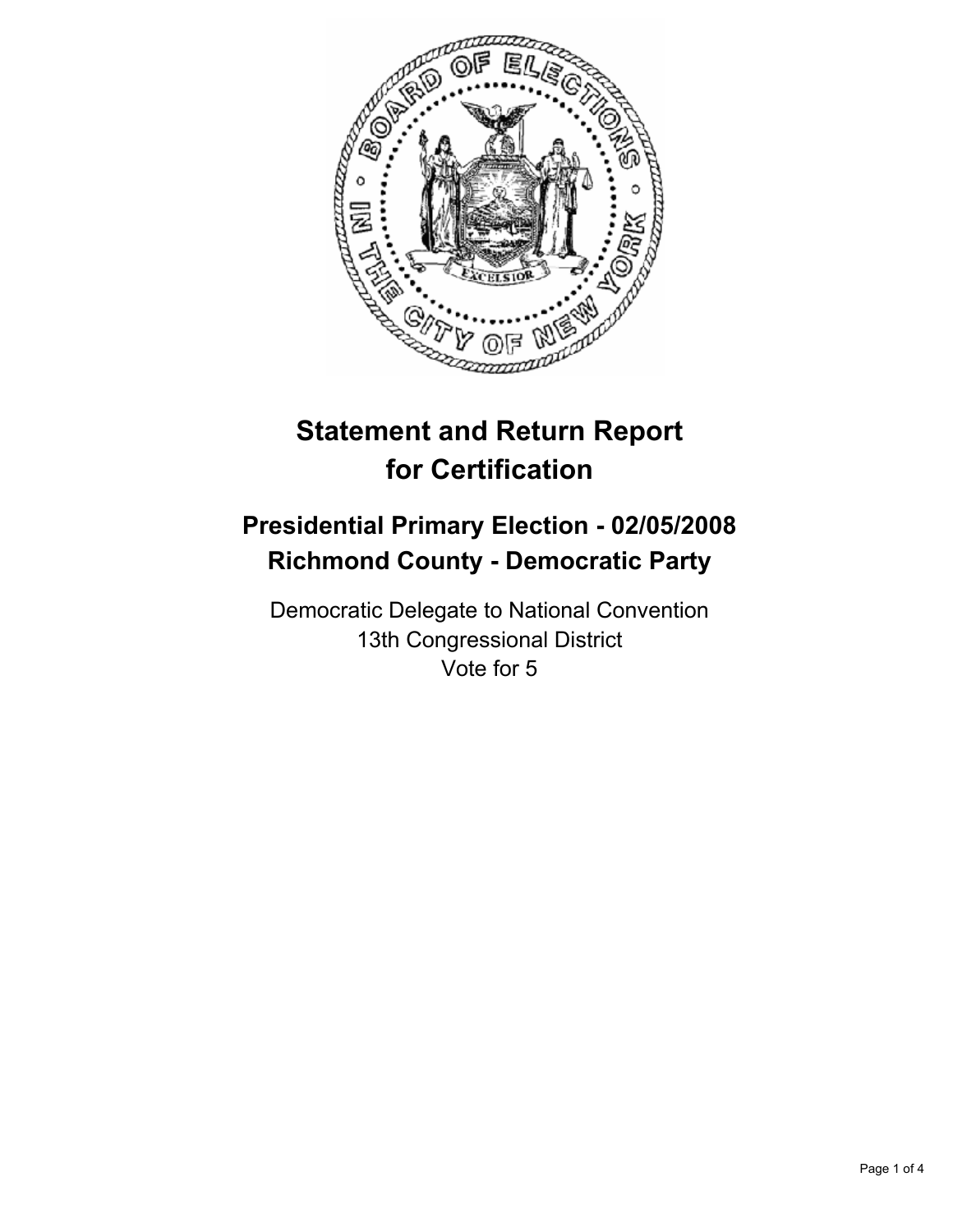# Statement and Return Report for Certification

## Presidential Primary Election - 02/05/2008
## Richmond County - Democratic Party

Democratic Delegate to National Convention
13th Congressional District
Vote for 5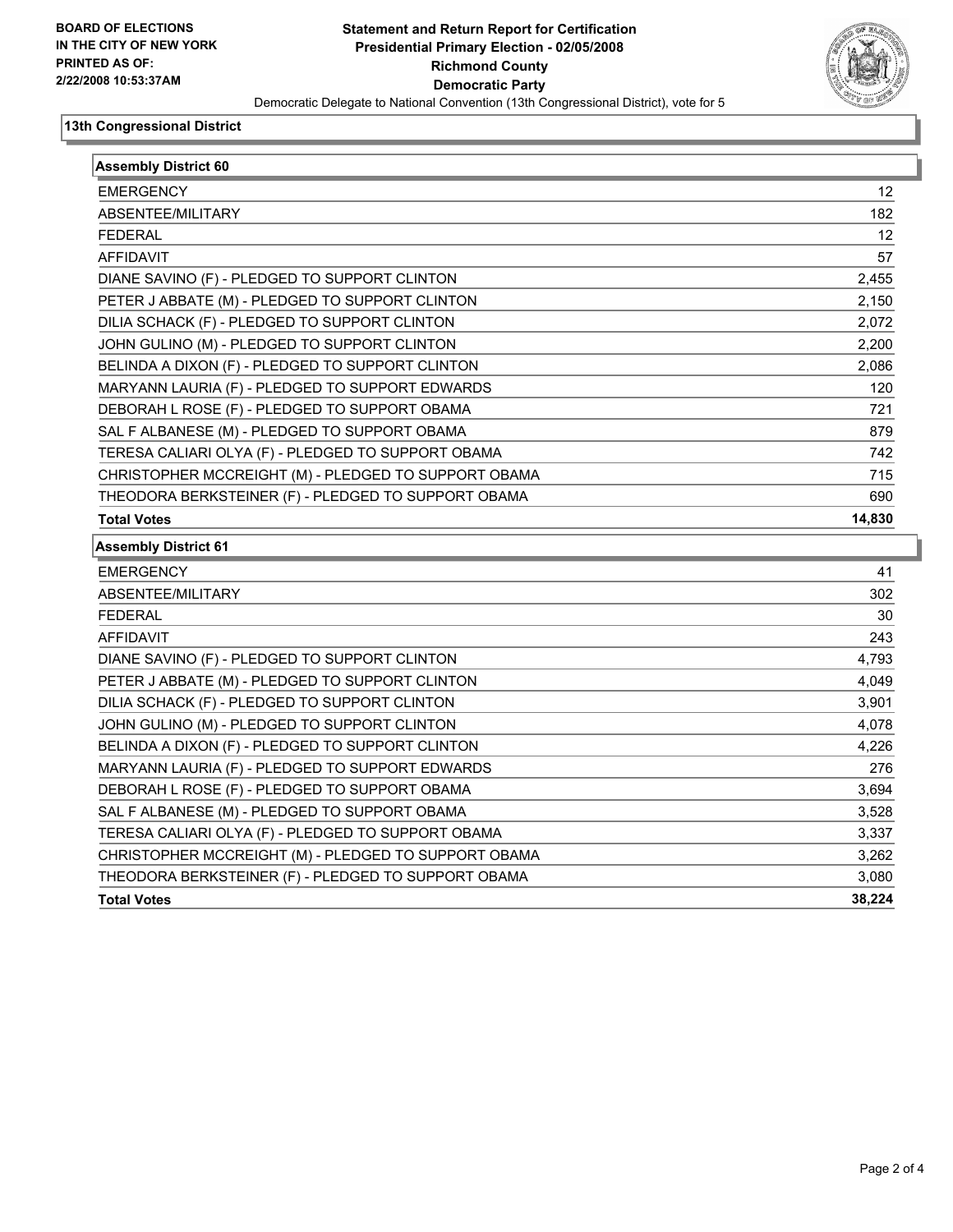**BOARD OF ELECTIONS**
**IN THE CITY OF NEW YORK**
**PRINTED AS OF:**
**2/22/2008 10:53:37AM**

# Statement and Return Report for Certification
## Presidential Primary Election - 02/05/2008
## Richmond County
## Democratic Party

Democratic Delegate to National Convention (13th Congressional District), vote for 5

### 13th Congressional District

| Assembly District 60 | |
|---|---|
| EMERGENCY | 12 |
| ABSENTEE/MILITARY | 182 |
| FEDERAL | 12 |
| AFFIDAVIT | 57 |
| DIANE SAVINO (F) - PLEDGED TO SUPPORT CLINTON | 2,455 |
| PETER J ABBATE (M) - PLEDGED TO SUPPORT CLINTON | 2,150 |
| DILIA SCHACK (F) - PLEDGED TO SUPPORT CLINTON | 2,072 |
| JOHN GULINO (M) - PLEDGED TO SUPPORT CLINTON | 2,200 |
| BELINDA A DIXON (F) - PLEDGED TO SUPPORT CLINTON | 2,086 |
| MARYANN LAURIA (F) - PLEDGED TO SUPPORT EDWARDS | 120 |
| DEBORAH L ROSE (F) - PLEDGED TO SUPPORT OBAMA | 721 |
| SAL F ALBANESE (M) - PLEDGED TO SUPPORT OBAMA | 879 |
| TERESA CALIARI OLYA (F) - PLEDGED TO SUPPORT OBAMA | 742 |
| CHRISTOPHER MCCREIGHT (M) - PLEDGED TO SUPPORT OBAMA | 715 |
| THEODORA BERKSTEINER (F) - PLEDGED TO SUPPORT OBAMA | 690 |
| **Total Votes** | **14,830** |

| Assembly District 61 | |
|---|---|
| EMERGENCY | 41 |
| ABSENTEE/MILITARY | 302 |
| FEDERAL | 30 |
| AFFIDAVIT | 243 |
| DIANE SAVINO (F) - PLEDGED TO SUPPORT CLINTON | 4,793 |
| PETER J ABBATE (M) - PLEDGED TO SUPPORT CLINTON | 4,049 |
| DILIA SCHACK (F) - PLEDGED TO SUPPORT CLINTON | 3,901 |
| JOHN GULINO (M) - PLEDGED TO SUPPORT CLINTON | 4,078 |
| BELINDA A DIXON (F) - PLEDGED TO SUPPORT CLINTON | 4,226 |
| MARYANN LAURIA (F) - PLEDGED TO SUPPORT EDWARDS | 276 |
| DEBORAH L ROSE (F) - PLEDGED TO SUPPORT OBAMA | 3,694 |
| SAL F ALBANESE (M) - PLEDGED TO SUPPORT OBAMA | 3,528 |
| TERESA CALIARI OLYA (F) - PLEDGED TO SUPPORT OBAMA | 3,337 |
| CHRISTOPHER MCCREIGHT (M) - PLEDGED TO SUPPORT OBAMA | 3,262 |
| THEODORA BERKSTEINER (F) - PLEDGED TO SUPPORT OBAMA | 3,080 |
| **Total Votes** | **38,224** |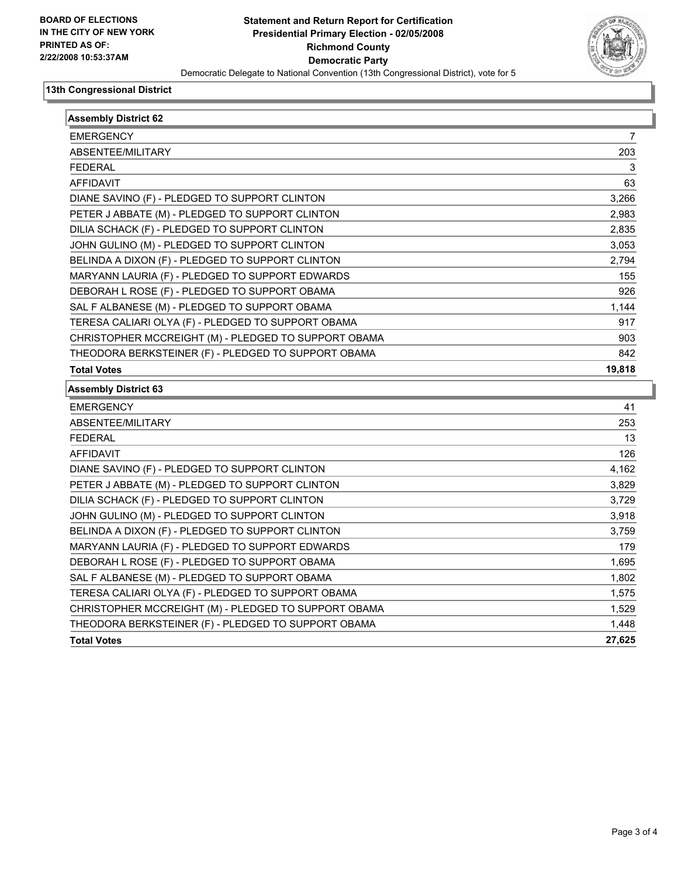**BOARD OF ELECTIONS IN THE CITY OF NEW YORK PRINTED AS OF: 2/22/2008 10:53:37AM**

# Statement and Return Report for Certification
## Presidential Primary Election - 02/05/2008
## Richmond County
## Democratic Party

Democratic Delegate to National Convention (13th Congressional District), vote for 5

### 13th Congressional District

| Assembly District 62 | |
|---|---|
| EMERGENCY | 7 |
| ABSENTEE/MILITARY | 203 |
| FEDERAL | 3 |
| AFFIDAVIT | 63 |
| DIANE SAVINO (F) - PLEDGED TO SUPPORT CLINTON | 3,266 |
| PETER J ABBATE (M) - PLEDGED TO SUPPORT CLINTON | 2,983 |
| DILIA SCHACK (F) - PLEDGED TO SUPPORT CLINTON | 2,835 |
| JOHN GULINO (M) - PLEDGED TO SUPPORT CLINTON | 3,053 |
| BELINDA A DIXON (F) - PLEDGED TO SUPPORT CLINTON | 2,794 |
| MARYANN LAURIA (F) - PLEDGED TO SUPPORT EDWARDS | 155 |
| DEBORAH L ROSE (F) - PLEDGED TO SUPPORT OBAMA | 926 |
| SAL F ALBANESE (M) - PLEDGED TO SUPPORT OBAMA | 1,144 |
| TERESA CALIARI OLYA (F) - PLEDGED TO SUPPORT OBAMA | 917 |
| CHRISTOPHER MCCREIGHT (M) - PLEDGED TO SUPPORT OBAMA | 903 |
| THEODORA BERKSTEINER (F) - PLEDGED TO SUPPORT OBAMA | 842 |
| **Total Votes** | **19,818** |

| Assembly District 63 | |
|---|---|
| EMERGENCY | 41 |
| ABSENTEE/MILITARY | 253 |
| FEDERAL | 13 |
| AFFIDAVIT | 126 |
| DIANE SAVINO (F) - PLEDGED TO SUPPORT CLINTON | 4,162 |
| PETER J ABBATE (M) - PLEDGED TO SUPPORT CLINTON | 3,829 |
| DILIA SCHACK (F) - PLEDGED TO SUPPORT CLINTON | 3,729 |
| JOHN GULINO (M) - PLEDGED TO SUPPORT CLINTON | 3,918 |
| BELINDA A DIXON (F) - PLEDGED TO SUPPORT CLINTON | 3,759 |
| MARYANN LAURIA (F) - PLEDGED TO SUPPORT EDWARDS | 179 |
| DEBORAH L ROSE (F) - PLEDGED TO SUPPORT OBAMA | 1,695 |
| SAL F ALBANESE (M) - PLEDGED TO SUPPORT OBAMA | 1,802 |
| TERESA CALIARI OLYA (F) - PLEDGED TO SUPPORT OBAMA | 1,575 |
| CHRISTOPHER MCCREIGHT (M) - PLEDGED TO SUPPORT OBAMA | 1,529 |
| THEODORA BERKSTEINER (F) - PLEDGED TO SUPPORT OBAMA | 1,448 |
| **Total Votes** | **27,625** |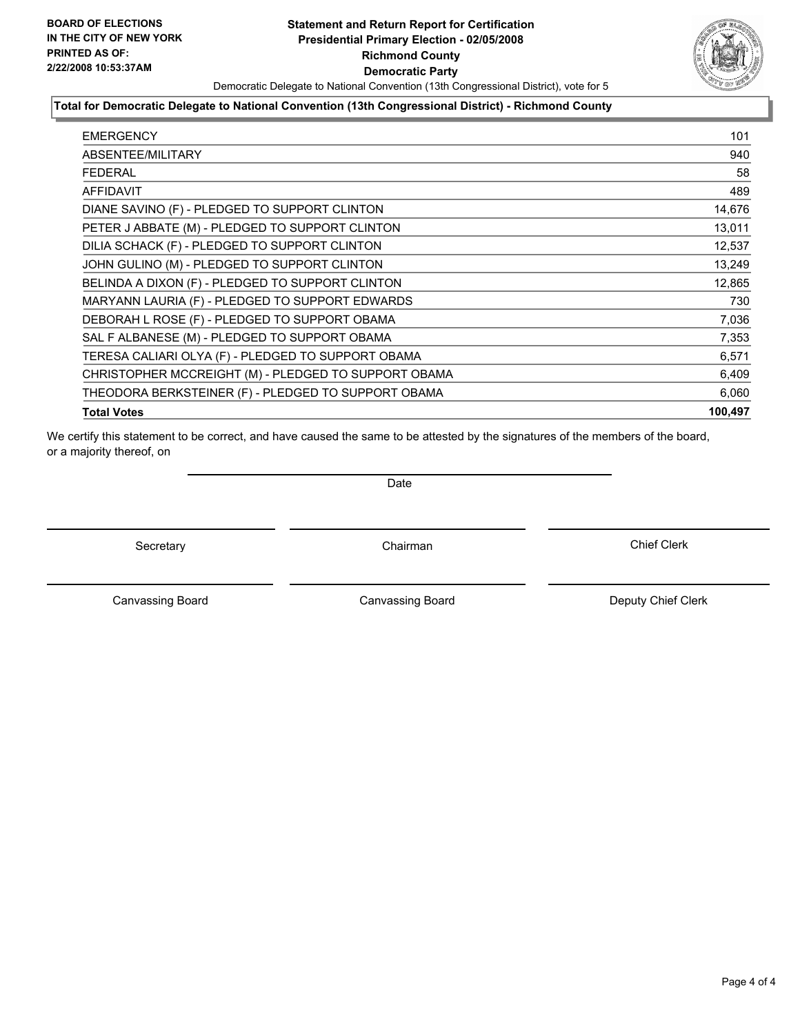**BOARD OF ELECTIONS IN THE CITY OF NEW YORK**
**PRINTED AS OF: 2/22/2008 10:53:37AM**

**Statement and Return Report for Certification**
**Presidential Primary Election - 02/05/2008**
**Richmond County**
**Democratic Party**

Democratic Delegate to National Convention (13th Congressional District), vote for 5

**Total for Democratic Delegate to National Convention (13th Congressional District) - Richmond County**

| | |
|---|---|
| EMERGENCY | 101 |
| ABSENTEE/MILITARY | 940 |
| FEDERAL | 58 |
| AFFIDAVIT | 489 |
| DIANE SAVINO (F) - PLEDGED TO SUPPORT CLINTON | 14,676 |
| PETER J ABBATE (M) - PLEDGED TO SUPPORT CLINTON | 13,011 |
| DILIA SCHACK (F) - PLEDGED TO SUPPORT CLINTON | 12,537 |
| JOHN GULINO (M) - PLEDGED TO SUPPORT CLINTON | 13,249 |
| BELINDA A DIXON (F) - PLEDGED TO SUPPORT CLINTON | 12,865 |
| MARYANN LAURIA (F) - PLEDGED TO SUPPORT EDWARDS | 730 |
| DEBORAH L ROSE (F) - PLEDGED TO SUPPORT OBAMA | 7,036 |
| SAL F ALBANESE (M) - PLEDGED TO SUPPORT OBAMA | 7,353 |
| TERESA CALIARI OLYA (F) - PLEDGED TO SUPPORT OBAMA | 6,571 |
| CHRISTOPHER MCCREIGHT (M) - PLEDGED TO SUPPORT OBAMA | 6,409 |
| THEODORA BERKSTEINER (F) - PLEDGED TO SUPPORT OBAMA | 6,060 |
| **Total Votes** | **100,497** |

We certify this statement to be correct, and have caused the same to be attested by the signatures of the members of the board, or a majority thereof, on

Date

Secretary

Chairman

Chief Clerk

Canvassing Board

Canvassing Board

Deputy Chief Clerk